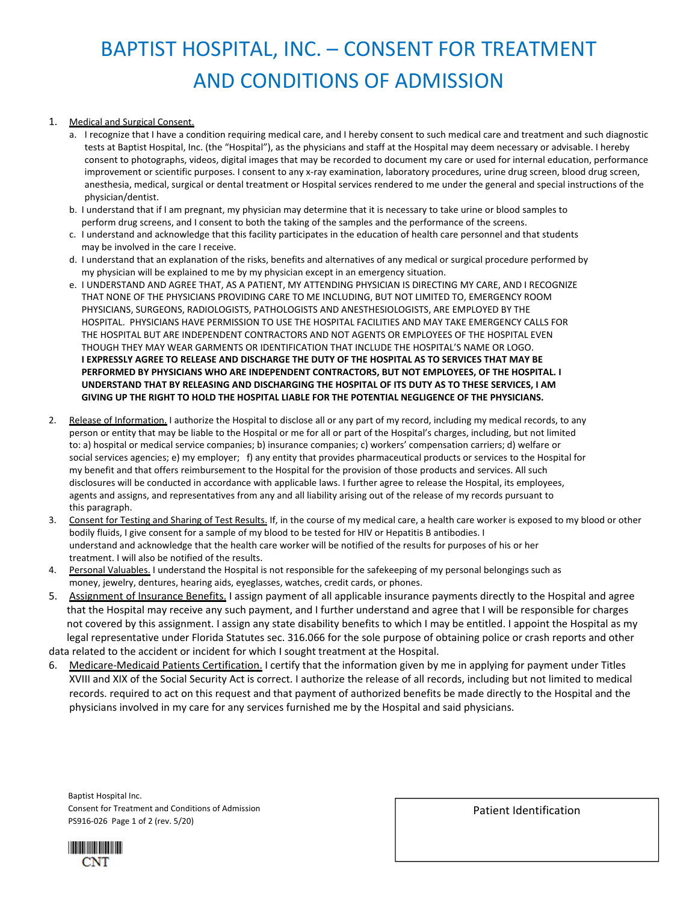# BAPTIST HOSPITAL, INC. – CONSENT FOR TREATMENT AND CONDITIONS OF ADMISSION

1. Medical and Surgical Consent.
   a. I recognize that I have a condition requiring medical care, and I hereby consent to such medical care and treatment and such diagnostic tests at Baptist Hospital, Inc. (the "Hospital"), as the physicians and staff at the Hospital may deem necessary or advisable. I hereby consent to photographs, videos, digital images that may be recorded to document my care or used for internal education, performance improvement or scientific purposes. I consent to any x-ray examination, laboratory procedures, urine drug screen, blood drug screen, anesthesia, medical, surgical or dental treatment or Hospital services rendered to me under the general and special instructions of the physician/dentist.
   b. I understand that if I am pregnant, my physician may determine that it is necessary to take urine or blood samples to perform drug screens, and I consent to both the taking of the samples and the performance of the screens.
   c. I understand and acknowledge that this facility participates in the education of health care personnel and that students may be involved in the care I receive.
   d. I understand that an explanation of the risks, benefits and alternatives of any medical or surgical procedure performed by my physician will be explained to me by my physician except in an emergency situation.
   e. I UNDERSTAND AND AGREE THAT, AS A PATIENT, MY ATTENDING PHYSICIAN IS DIRECTING MY CARE, AND I RECOGNIZE THAT NONE OF THE PHYSICIANS PROVIDING CARE TO ME INCLUDING, BUT NOT LIMITED TO, EMERGENCY ROOM PHYSICIANS, SURGEONS, RADIOLOGISTS, PATHOLOGISTS AND ANESTHESIOLOGISTS, ARE EMPLOYED BY THE HOSPITAL. PHYSICIANS HAVE PERMISSION TO USE THE HOSPITAL FACILITIES AND MAY TAKE EMERGENCY CALLS FOR THE HOSPITAL BUT ARE INDEPENDENT CONTRACTORS AND NOT AGENTS OR EMPLOYEES OF THE HOSPITAL EVEN THOUGH THEY MAY WEAR GARMENTS OR IDENTIFICATION THAT INCLUDE THE HOSPITAL'S NAME OR LOGO. **I EXPRESSLY AGREE TO RELEASE AND DISCHARGE THE DUTY OF THE HOSPITAL AS TO SERVICES THAT MAY BE PERFORMED BY PHYSICIANS WHO ARE INDEPENDENT CONTRACTORS, BUT NOT EMPLOYEES, OF THE HOSPITAL. I UNDERSTAND THAT BY RELEASING AND DISCHARGING THE HOSPITAL OF ITS DUTY AS TO THESE SERVICES, I AM GIVING UP THE RIGHT TO HOLD THE HOSPITAL LIABLE FOR THE POTENTIAL NEGLIGENCE OF THE PHYSICIANS.**

2. Release of Information. I authorize the Hospital to disclose all or any part of my record, including my medical records, to any person or entity that may be liable to the Hospital or me for all or part of the Hospital's charges, including, but not limited to: a) hospital or medical service companies; b) insurance companies; c) workers' compensation carriers; d) welfare or social services agencies; e) my employer; f) any entity that provides pharmaceutical products or services to the Hospital for my benefit and that offers reimbursement to the Hospital for the provision of those products and services. All such disclosures will be conducted in accordance with applicable laws. I further agree to release the Hospital, its employees, agents and assigns, and representatives from any and all liability arising out of the release of my records pursuant to this paragraph.
3. Consent for Testing and Sharing of Test Results. If, in the course of my medical care, a health care worker is exposed to my blood or other bodily fluids, I give consent for a sample of my blood to be tested for HIV or Hepatitis B antibodies. I understand and acknowledge that the health care worker will be notified of the results for purposes of his or her treatment. I will also be notified of the results.
4. Personal Valuables. I understand the Hospital is not responsible for the safekeeping of my personal belongings such as money, jewelry, dentures, hearing aids, eyeglasses, watches, credit cards, or phones.
5. Assignment of Insurance Benefits. I assign payment of all applicable insurance payments directly to the Hospital and agree that the Hospital may receive any such payment, and I further understand and agree that I will be responsible for charges not covered by this assignment. I assign any state disability benefits to which I may be entitled. I appoint the Hospital as my legal representative under Florida Statutes sec. 316.066 for the sole purpose of obtaining police or crash reports and other data related to the accident or incident for which I sought treatment at the Hospital.
6. Medicare-Medicaid Patients Certification. I certify that the information given by me in applying for payment under Titles XVIII and XIX of the Social Security Act is correct. I authorize the release of all records, including but not limited to medical records. required to act on this request and that payment of authorized benefits be made directly to the Hospital and the physicians involved in my care for any services furnished me by the Hospital and said physicians.

Baptist Hospital Inc.
Consent for Treatment and Conditions of Admission
PS916-026 Page 1 of 2 (rev. 5/20)

CNT

Patient Identification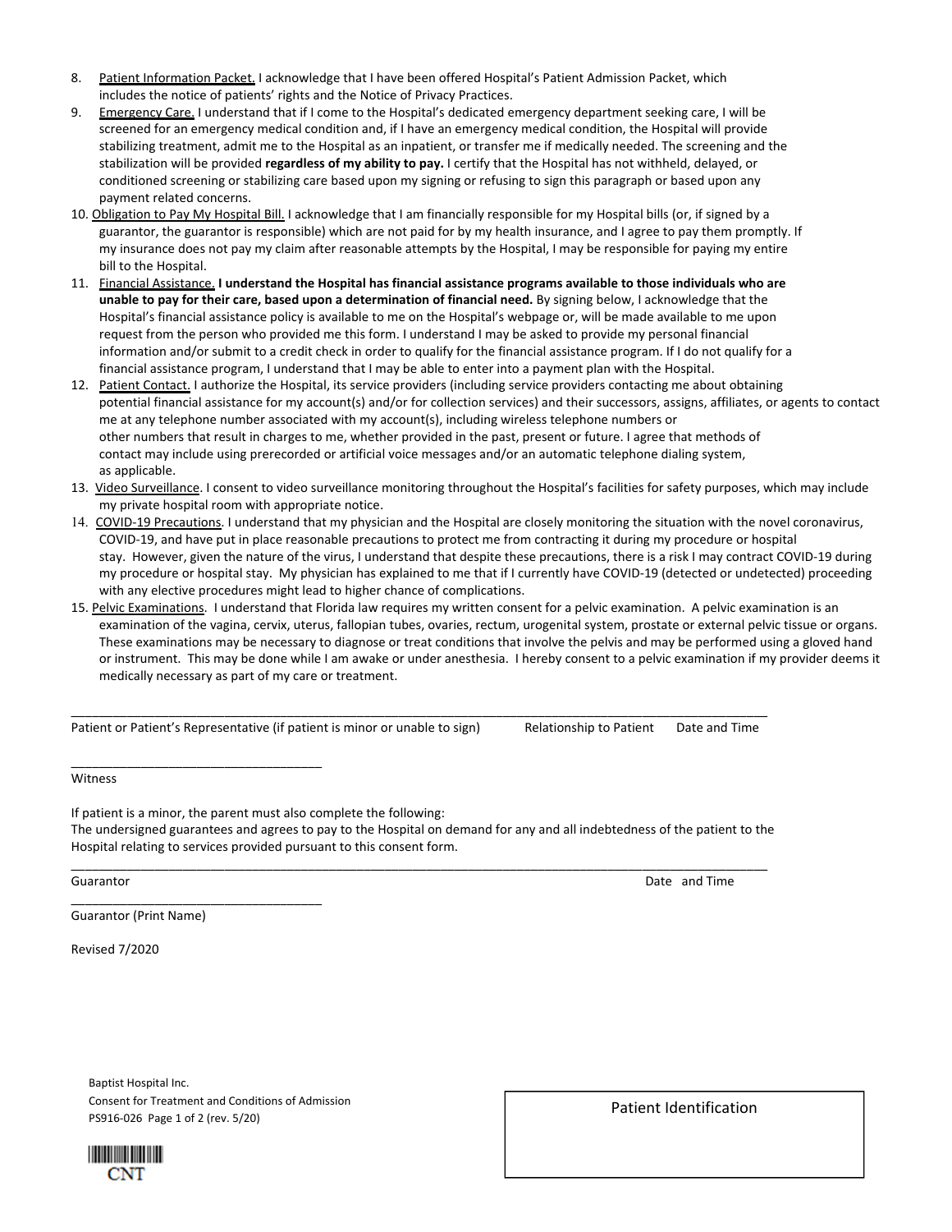8. Patient Information Packet. I acknowledge that I have been offered Hospital's Patient Admission Packet, which includes the notice of patients' rights and the Notice of Privacy Practices.
9. Emergency Care. I understand that if I come to the Hospital's dedicated emergency department seeking care, I will be screened for an emergency medical condition and, if I have an emergency medical condition, the Hospital will provide stabilizing treatment, admit me to the Hospital as an inpatient, or transfer me if medically needed. The screening and the stabilization will be provided **regardless of my ability to pay.** I certify that the Hospital has not withheld, delayed, or conditioned screening or stabilizing care based upon my signing or refusing to sign this paragraph or based upon any payment related concerns.
10. Obligation to Pay My Hospital Bill. I acknowledge that I am financially responsible for my Hospital bills (or, if signed by a guarantor, the guarantor is responsible) which are not paid for by my health insurance, and I agree to pay them promptly. If my insurance does not pay my claim after reasonable attempts by the Hospital, I may be responsible for paying my entire bill to the Hospital.
11. Financial Assistance. **I understand the Hospital has financial assistance programs available to those individuals who are unable to pay for their care, based upon a determination of financial need.** By signing below, I acknowledge that the Hospital's financial assistance policy is available to me on the Hospital's webpage or, will be made available to me upon request from the person who provided me this form. I understand I may be asked to provide my personal financial information and/or submit to a credit check in order to qualify for the financial assistance program. If I do not qualify for a financial assistance program, I understand that I may be able to enter into a payment plan with the Hospital.
12. Patient Contact. I authorize the Hospital, its service providers (including service providers contacting me about obtaining potential financial assistance for my account(s) and/or for collection services) and their successors, assigns, affiliates, or agents to contact me at any telephone number associated with my account(s), including wireless telephone numbers or other numbers that result in charges to me, whether provided in the past, present or future. I agree that methods of contact may include using prerecorded or artificial voice messages and/or an automatic telephone dialing system, as applicable.
13. Video Surveillance. I consent to video surveillance monitoring throughout the Hospital's facilities for safety purposes, which may include my private hospital room with appropriate notice.
14. COVID-19 Precautions. I understand that my physician and the Hospital are closely monitoring the situation with the novel coronavirus, COVID-19, and have put in place reasonable precautions to protect me from contracting it during my procedure or hospital stay. However, given the nature of the virus, I understand that despite these precautions, there is a risk I may contract COVID-19 during my procedure or hospital stay. My physician has explained to me that if I currently have COVID-19 (detected or undetected) proceeding with any elective procedures might lead to higher chance of complications.
15. Pelvic Examinations. I understand that Florida law requires my written consent for a pelvic examination. A pelvic examination is an examination of the vagina, cervix, uterus, fallopian tubes, ovaries, rectum, urogenital system, prostate or external pelvic tissue or organs. These examinations may be necessary to diagnose or treat conditions that involve the pelvis and may be performed using a gloved hand or instrument. This may be done while I am awake or under anesthesia. I hereby consent to a pelvic examination if my provider deems it medically necessary as part of my care or treatment.

______________________________________________________________________________

Patient or Patient's Representative (if patient is minor or unable to sign)    Relationship to Patient    Date and Time

___________________________________

Witness

If patient is a minor, the parent must also complete the following:
The undersigned guarantees and agrees to pay to the Hospital on demand for any and all indebtedness of the patient to the Hospital relating to services provided pursuant to this consent form.

______________________________________________________________________________

Guarantor    Date and Time

___________________________________

Guarantor (Print Name)

Revised 7/2020

Baptist Hospital Inc.
Consent for Treatment and Conditions of Admission
PS916-026 Page 1 of 2 (rev. 5/20)

CNT

Patient Identification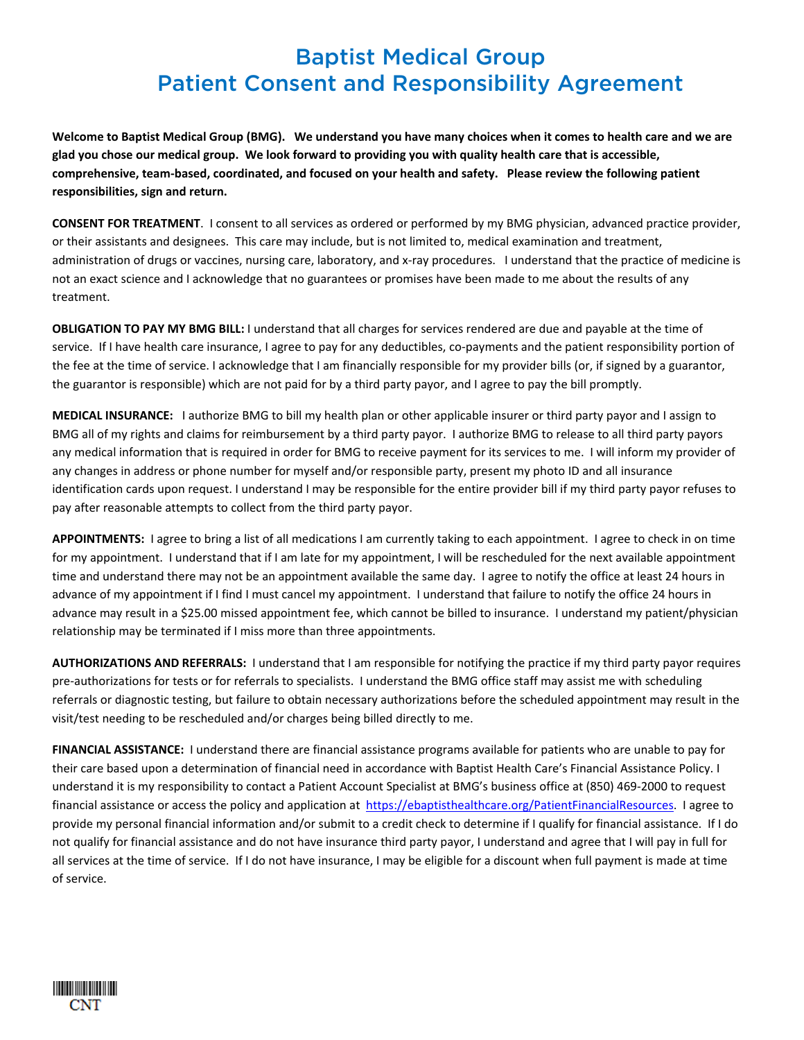# Baptist Medical Group
# Patient Consent and Responsibility Agreement

**Welcome to Baptist Medical Group (BMG). We understand you have many choices when it comes to health care and we are glad you chose our medical group. We look forward to providing you with quality health care that is accessible, comprehensive, team-based, coordinated, and focused on your health and safety. Please review the following patient responsibilities, sign and return.**

**CONSENT FOR TREATMENT**. I consent to all services as ordered or performed by my BMG physician, advanced practice provider, or their assistants and designees. This care may include, but is not limited to, medical examination and treatment, administration of drugs or vaccines, nursing care, laboratory, and x-ray procedures. I understand that the practice of medicine is not an exact science and I acknowledge that no guarantees or promises have been made to me about the results of any treatment.

**OBLIGATION TO PAY MY BMG BILL:** I understand that all charges for services rendered are due and payable at the time of service. If I have health care insurance, I agree to pay for any deductibles, co-payments and the patient responsibility portion of the fee at the time of service. I acknowledge that I am financially responsible for my provider bills (or, if signed by a guarantor, the guarantor is responsible) which are not paid for by a third party payor, and I agree to pay the bill promptly.

**MEDICAL INSURANCE:** I authorize BMG to bill my health plan or other applicable insurer or third party payor and I assign to BMG all of my rights and claims for reimbursement by a third party payor. I authorize BMG to release to all third party payors any medical information that is required in order for BMG to receive payment for its services to me. I will inform my provider of any changes in address or phone number for myself and/or responsible party, present my photo ID and all insurance identification cards upon request. I understand I may be responsible for the entire provider bill if my third party payor refuses to pay after reasonable attempts to collect from the third party payor.

**APPOINTMENTS:** I agree to bring a list of all medications I am currently taking to each appointment. I agree to check in on time for my appointment. I understand that if I am late for my appointment, I will be rescheduled for the next available appointment time and understand there may not be an appointment available the same day. I agree to notify the office at least 24 hours in advance of my appointment if I find I must cancel my appointment. I understand that failure to notify the office 24 hours in advance may result in a $25.00 missed appointment fee, which cannot be billed to insurance. I understand my patient/physician relationship may be terminated if I miss more than three appointments.

**AUTHORIZATIONS AND REFERRALS:** I understand that I am responsible for notifying the practice if my third party payor requires pre-authorizations for tests or for referrals to specialists. I understand the BMG office staff may assist me with scheduling referrals or diagnostic testing, but failure to obtain necessary authorizations before the scheduled appointment may result in the visit/test needing to be rescheduled and/or charges being billed directly to me.

**FINANCIAL ASSISTANCE:** I understand there are financial assistance programs available for patients who are unable to pay for their care based upon a determination of financial need in accordance with Baptist Health Care's Financial Assistance Policy. I understand it is my responsibility to contact a Patient Account Specialist at BMG's business office at (850) 469-2000 to request financial assistance or access the policy and application at https://ebaptisthealthcare.org/PatientFinancialResources. I agree to provide my personal financial information and/or submit to a credit check to determine if I qualify for financial assistance. If I do not qualify for financial assistance and do not have insurance third party payor, I understand and agree that I will pay in full for all services at the time of service. If I do not have insurance, I may be eligible for a discount when full payment is made at time of service.

CNT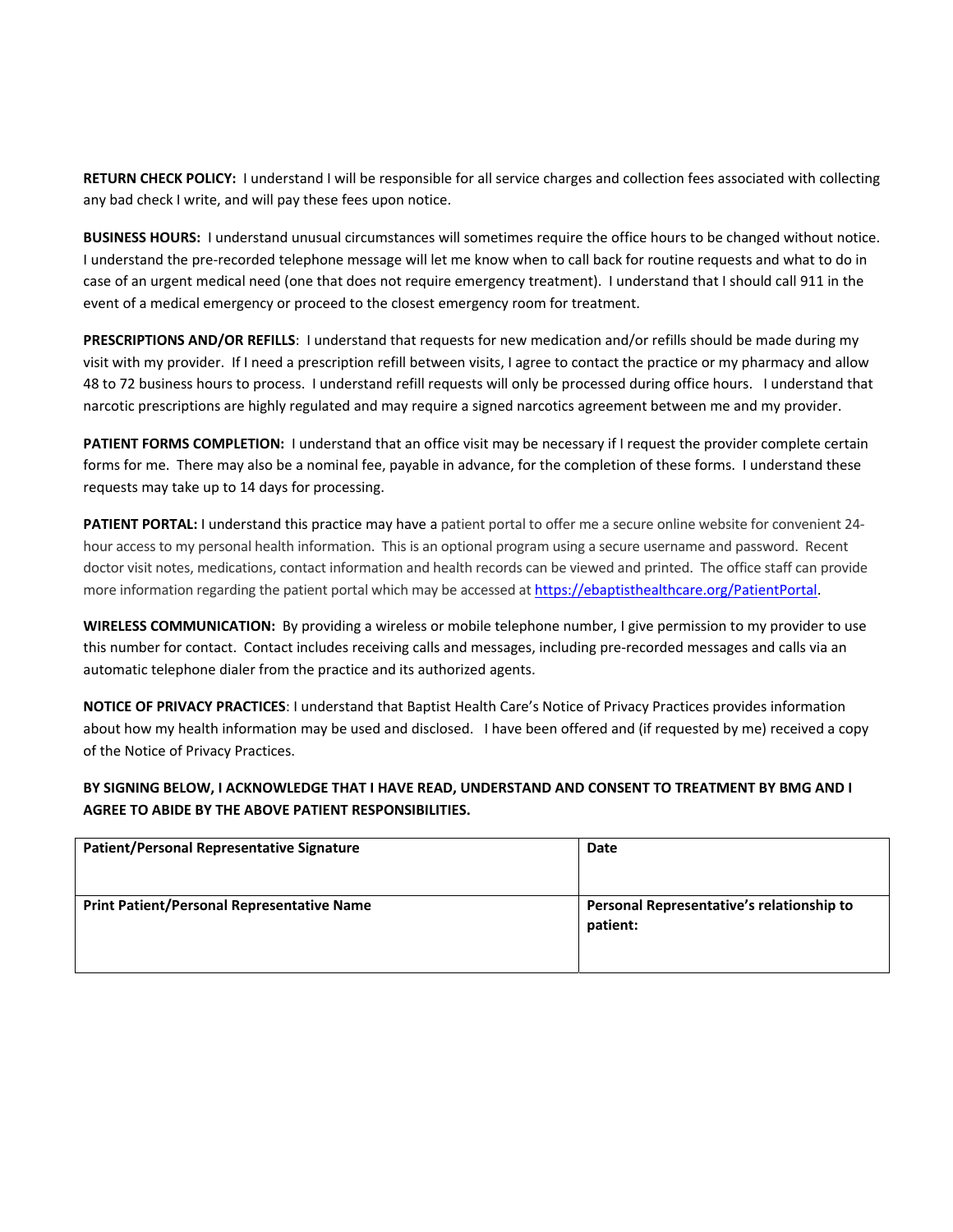**RETURN CHECK POLICY:** I understand I will be responsible for all service charges and collection fees associated with collecting any bad check I write, and will pay these fees upon notice.

**BUSINESS HOURS:** I understand unusual circumstances will sometimes require the office hours to be changed without notice. I understand the pre-recorded telephone message will let me know when to call back for routine requests and what to do in case of an urgent medical need (one that does not require emergency treatment). I understand that I should call 911 in the event of a medical emergency or proceed to the closest emergency room for treatment.

**PRESCRIPTIONS AND/OR REFILLS**: I understand that requests for new medication and/or refills should be made during my visit with my provider. If I need a prescription refill between visits, I agree to contact the practice or my pharmacy and allow 48 to 72 business hours to process. I understand refill requests will only be processed during office hours. I understand that narcotic prescriptions are highly regulated and may require a signed narcotics agreement between me and my provider.

**PATIENT FORMS COMPLETION:** I understand that an office visit may be necessary if I request the provider complete certain forms for me. There may also be a nominal fee, payable in advance, for the completion of these forms. I understand these requests may take up to 14 days for processing.

**PATIENT PORTAL:** I understand this practice may have a patient portal to offer me a secure online website for convenient 24-hour access to my personal health information. This is an optional program using a secure username and password. Recent doctor visit notes, medications, contact information and health records can be viewed and printed. The office staff can provide more information regarding the patient portal which may be accessed at https://ebaptisthealthcare.org/PatientPortal.

**WIRELESS COMMUNICATION:** By providing a wireless or mobile telephone number, I give permission to my provider to use this number for contact. Contact includes receiving calls and messages, including pre-recorded messages and calls via an automatic telephone dialer from the practice and its authorized agents.

**NOTICE OF PRIVACY PRACTICES**: I understand that Baptist Health Care's Notice of Privacy Practices provides information about how my health information may be used and disclosed. I have been offered and (if requested by me) received a copy of the Notice of Privacy Practices.

**BY SIGNING BELOW, I ACKNOWLEDGE THAT I HAVE READ, UNDERSTAND AND CONSENT TO TREATMENT BY BMG AND I AGREE TO ABIDE BY THE ABOVE PATIENT RESPONSIBILITIES.**

| **Patient/Personal Representative Signature** | **Date** |
|---|---|
| **Print Patient/Personal Representative Name** | **Personal Representative's relationship to patient:** |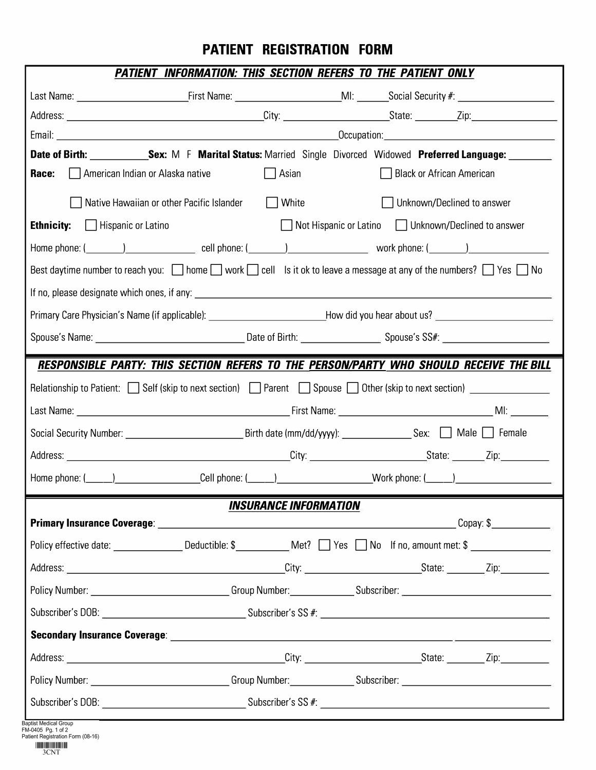# PATIENT REGISTRATION FORM

## *PATIENT INFORMATION: THIS SECTION REFERS TO THE PATIENT ONLY*

Last Name: ______________________ First Name: ____________________ MI: ______ Social Security #: ___________________

Address: ______________________________________ City: ____________________ State: ________ Zip: ________________

Email: ______________________________________________________ Occupation: ______________________________

**Date of Birth:** ___________ **Sex:** M F **Marital Status:** Married Single Divorced Widowed **Preferred Language:** ________

**Race:** ☐ American Indian or Alaska native ☐ Asian ☐ Black or African American

☐ Native Hawaiian or other Pacific Islander ☐ White ☐ Unknown/Declined to answer

**Ethnicity:** ☐ Hispanic or Latino ☐ Not Hispanic or Latino ☐ Unknown/Declined to answer

Home phone: (_______)_____________ cell phone: (_______)_______________ work phone: (_______)________________

Best daytime number to reach you: ☐ home ☐ work ☐ cell Is it ok to leave a message at any of the numbers? ☐ Yes ☐ No

If no, please designate which ones, if any: ______________________________________________________________

Primary Care Physician's Name (if applicable): ______________________ How did you hear about us? _____________________

Spouse's Name: _____________________________ Date of Birth: _______________ Spouse's SS#: _____________________

## *RESPONSIBLE PARTY: THIS SECTION REFERS TO THE PERSON/PARTY WHO SHOULD RECEIVE THE BILL*

Relationship to Patient: ☐ Self (skip to next section) ☐ Parent ☐ Spouse ☐ Other (skip to next section) _______________

Last Name: __________________________________________ First Name: ______________________________ MI: _______

Social Security Number: ______________________ Birth date (mm/dd/yyyy): ______________ Sex: ☐ Male ☐ Female

Address: ____________________________________________ City: ______________________ State: _______ Zip: _________

Home phone: (_____)________________ Cell phone: (_____)__________________ Work phone: (_____)___________________

## *INSURANCE INFORMATION*

**Primary Insurance Coverage**: ___________________________________________________________ Copay: $___________

Policy effective date: _____________ Deductible: $__________ Met? ☐ Yes ☐ No If no, amount met: $ ________________

Address: ____________________________________________ City: ______________________ State: _______ Zip: _________

Policy Number: ___________________________ Group Number: ____________ Subscriber: _____________________________

Subscriber's DOB: ___________________________ Subscriber's SS #: ____________________________________________

**Secondary Insurance Coverage**: ___________________________________________________________ _________________

Address: ____________________________________________ City: ______________________ State: _______ Zip: _________

Policy Number: ___________________________ Group Number: ____________ Subscriber: _____________________________

Subscriber's DOB: ___________________________ Subscriber's SS #: ____________________________________________

Baptist Medical Group
FM-0405 Pg. 1 of 2
Patient Registration Form (08-16)
3CNT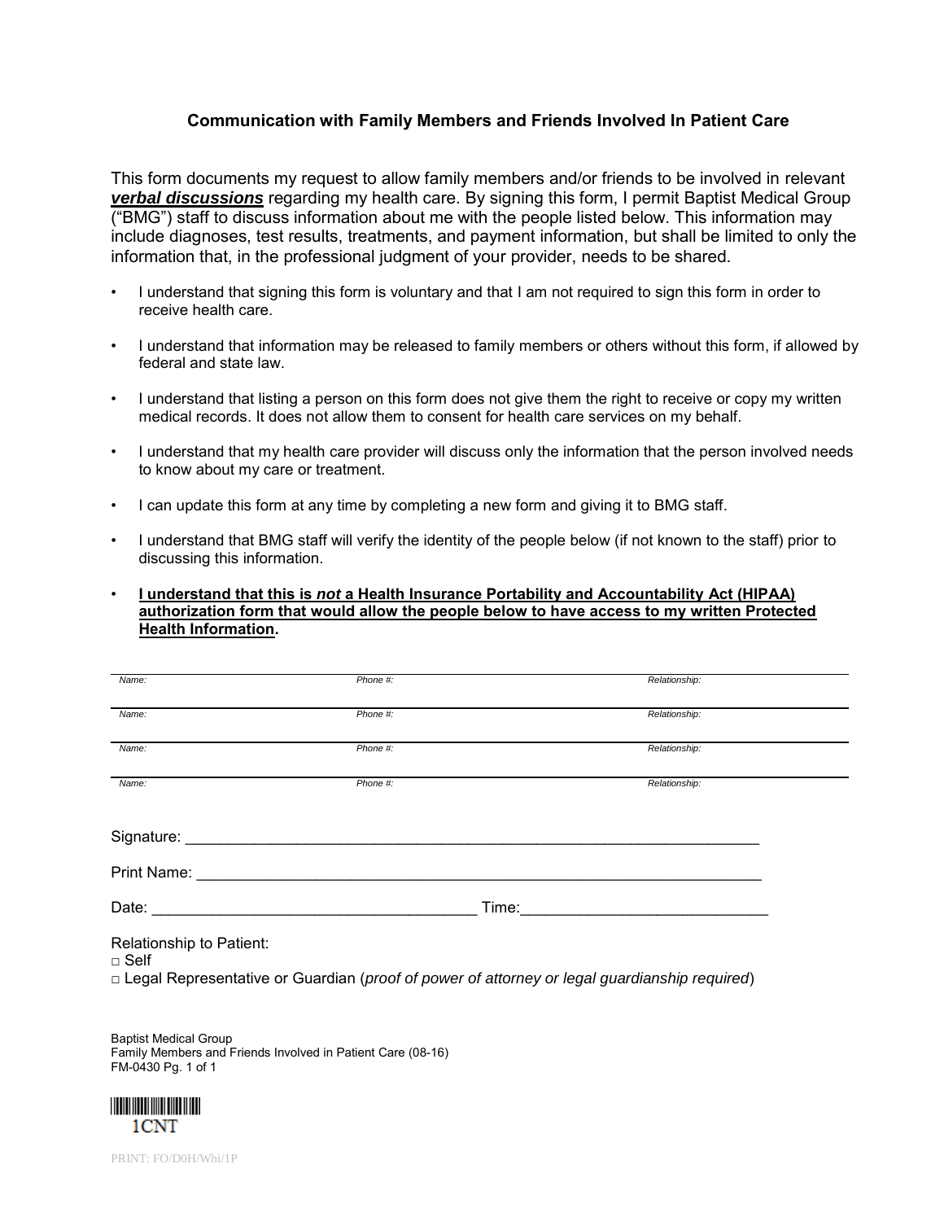## Communication with Family Members and Friends Involved In Patient Care

This form documents my request to allow family members and/or friends to be involved in relevant ***verbal discussions*** regarding my health care. By signing this form, I permit Baptist Medical Group ("BMG") staff to discuss information about me with the people listed below. This information may include diagnoses, test results, treatments, and payment information, but shall be limited to only the information that, in the professional judgment of your provider, needs to be shared.

- I understand that signing this form is voluntary and that I am not required to sign this form in order to receive health care.
- I understand that information may be released to family members or others without this form, if allowed by federal and state law.
- I understand that listing a person on this form does not give them the right to receive or copy my written medical records. It does not allow them to consent for health care services on my behalf.
- I understand that my health care provider will discuss only the information that the person involved needs to know about my care or treatment.
- I can update this form at any time by completing a new form and giving it to BMG staff.
- I understand that BMG staff will verify the identity of the people below (if not known to the staff) prior to discussing this information.
- **I understand that this is *not* a Health Insurance Portability and Accountability Act (HIPAA) authorization form that would allow the people below to have access to my written Protected Health Information.**

| Name: | Phone #: | Relationship: |
|---|---|---|
| Name: | Phone #: | Relationship: |
| Name: | Phone #: | Relationship: |
| Name: | Phone #: | Relationship: |

Signature: ___________________________________________________________________

Print Name: __________________________________________________________________

Date: ____________________________________ Time:____________________________

Relationship to Patient:
□ Self
□ Legal Representative or Guardian (*proof of power of attorney or legal guardianship required*)

Baptist Medical Group
Family Members and Friends Involved in Patient Care (08-16)
FM-0430 Pg. 1 of 1

1CNT

PRINT: FO/D0H/Whi/1P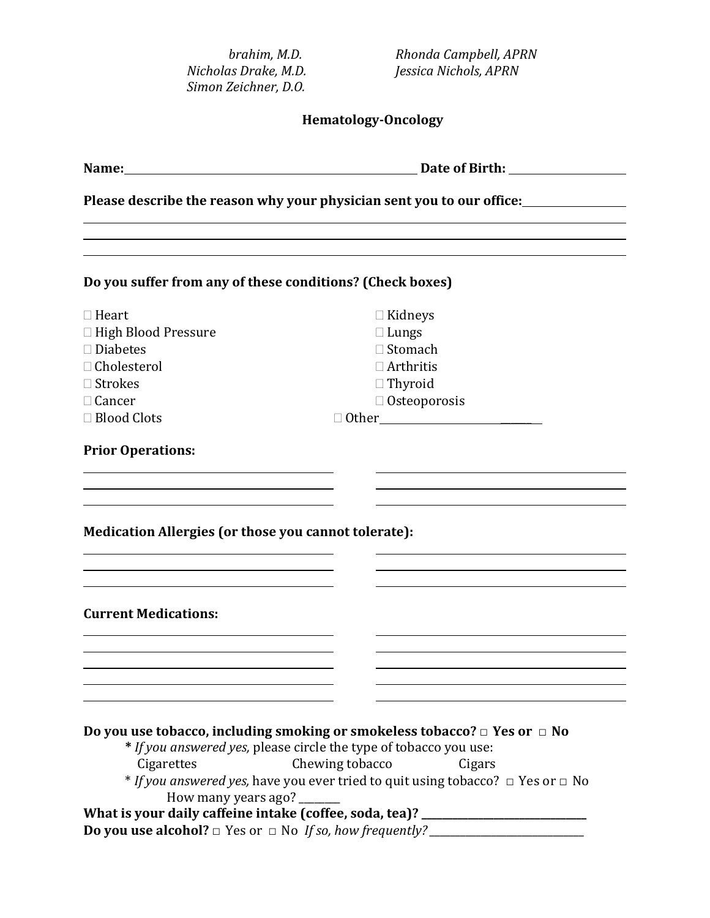*brahim, M.D.*
*Nicholas Drake, M.D.*
*Simon Zeichner, D.O.*

*Rhonda Campbell, APRN*
*Jessica Nichols, APRN*

**Hematology-Oncology**

**Name:** ______________________________ **Date of Birth:** ____________

**Please describe the reason why your physician sent you to our office:** ____________

______________________________________________________________

______________________________________________________________

______________________________________________________________

**Do you suffer from any of these conditions? (Check boxes)**

- ☐ Heart
- ☐ High Blood Pressure
- ☐ Diabetes
- ☐ Cholesterol
- ☐ Strokes
- ☐ Cancer
- ☐ Blood Clots
- ☐ Kidneys
- ☐ Lungs
- ☐ Stomach
- ☐ Arthritis
- ☐ Thyroid
- ☐ Osteoporosis
- ☐ Other______________________

**Prior Operations:**

______________________ ______________________

______________________ ______________________

______________________ ______________________

**Medication Allergies (or those you cannot tolerate):**

______________________ ______________________

______________________ ______________________

______________________ ______________________

**Current Medications:**

______________________ ______________________

______________________ ______________________

______________________ ______________________

______________________ ______________________

______________________ ______________________

**Do you use tobacco, including smoking or smokeless tobacco? □ Yes or □ No**

**\*** *If you answered yes,* please circle the type of tobacco you use:

Cigarettes Chewing tobacco Cigars

\* *If you answered yes,* have you ever tried to quit using tobacco? □ Yes or □ No

How many years ago? ________

**What is your daily caffeine intake (coffee, soda, tea)?** ______________________

**Do you use alcohol?** □ Yes or □ No *If so, how frequently?* ______________________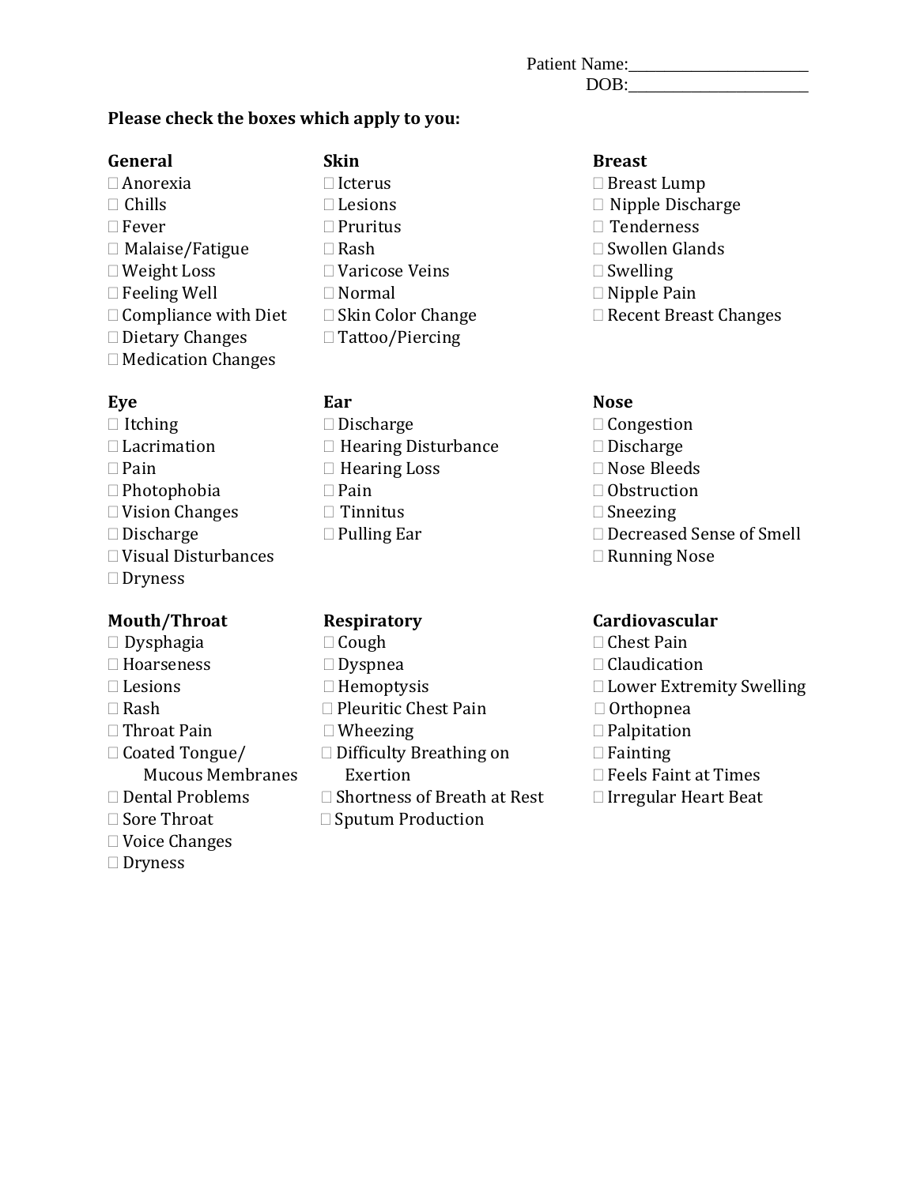Patient Name:_____________________

DOB:_____________________

**Please check the boxes which apply to you:**

**General**
- ☐ Anorexia
- ☐ Chills
- ☐ Fever
- ☐ Malaise/Fatigue
- ☐ Weight Loss
- ☐ Feeling Well
- ☐ Compliance with Diet
- ☐ Dietary Changes
- ☐ Medication Changes

**Skin**
- ☐ Icterus
- ☐ Lesions
- ☐ Pruritus
- ☐ Rash
- ☐ Varicose Veins
- ☐ Normal
- ☐ Skin Color Change
- ☐ Tattoo/Piercing

**Breast**
- ☐ Breast Lump
- ☐ Nipple Discharge
- ☐ Tenderness
- ☐ Swollen Glands
- ☐ Swelling
- ☐ Nipple Pain
- ☐ Recent Breast Changes

**Eye**
- ☐ Itching
- ☐ Lacrimation
- ☐ Pain
- ☐ Photophobia
- ☐ Vision Changes
- ☐ Discharge
- ☐ Visual Disturbances
- ☐ Dryness

**Ear**
- ☐ Discharge
- ☐ Hearing Disturbance
- ☐ Hearing Loss
- ☐ Pain
- ☐ Tinnitus
- ☐ Pulling Ear

**Nose**
- ☐ Congestion
- ☐ Discharge
- ☐ Nose Bleeds
- ☐ Obstruction
- ☐ Sneezing
- ☐ Decreased Sense of Smell
- ☐ Running Nose

**Mouth/Throat**
- ☐ Dysphagia
- ☐ Hoarseness
- ☐ Lesions
- ☐ Rash
- ☐ Throat Pain
- ☐ Coated Tongue/ Mucous Membranes
- ☐ Dental Problems
- ☐ Sore Throat
- ☐ Voice Changes
- ☐ Dryness

**Respiratory**
- ☐ Cough
- ☐ Dyspnea
- ☐ Hemoptysis
- ☐ Pleuritic Chest Pain
- ☐ Wheezing
- ☐ Difficulty Breathing on Exertion
- ☐ Shortness of Breath at Rest
- ☐ Sputum Production

**Cardiovascular**
- ☐ Chest Pain
- ☐ Claudication
- ☐ Lower Extremity Swelling
- ☐ Orthopnea
- ☐ Palpitation
- ☐ Fainting
- ☐ Feels Faint at Times
- ☐ Irregular Heart Beat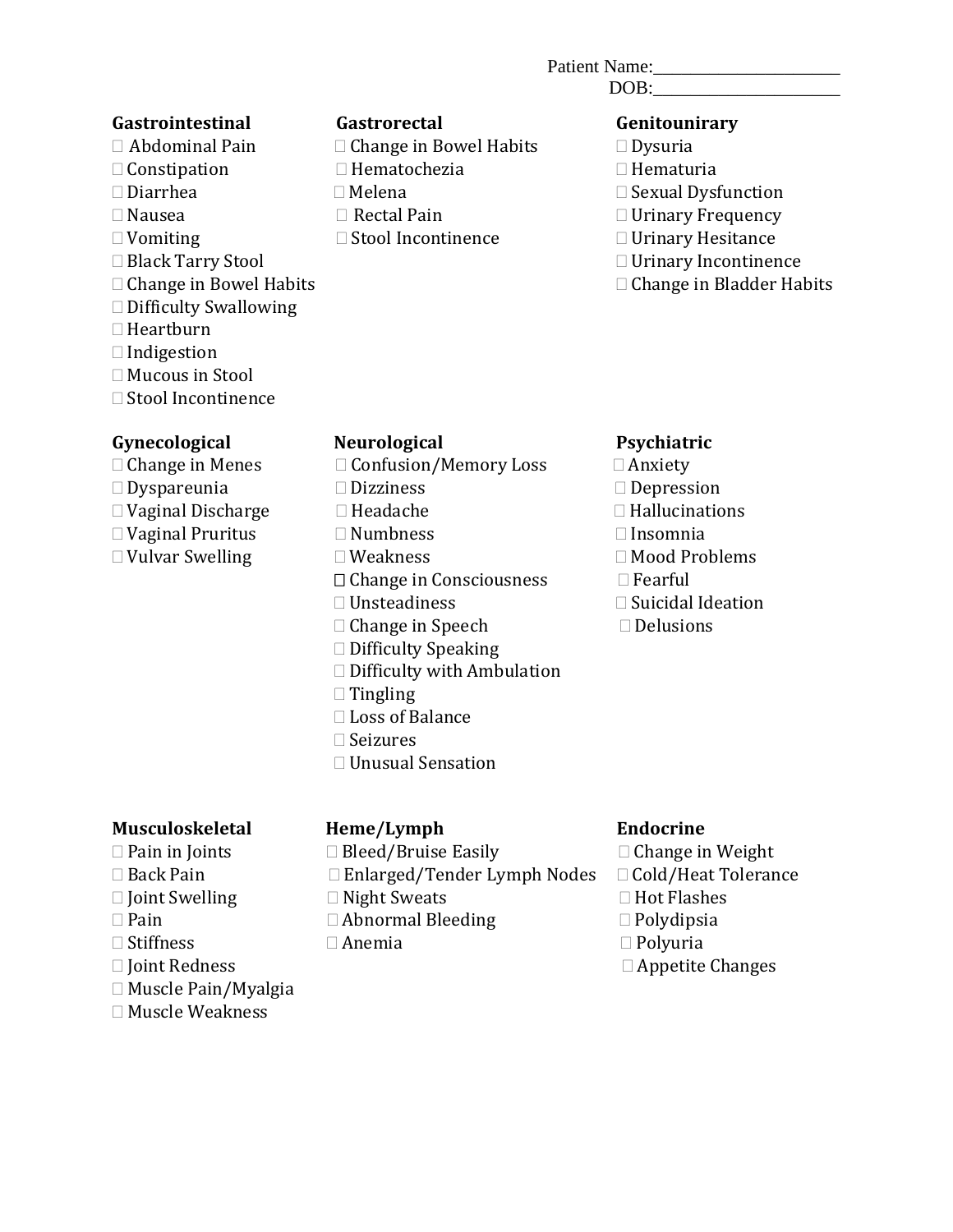Patient Name:\_\_\_\_\_\_\_\_\_\_\_\_\_\_\_\_\_\_\_\_\_\_

DOB:\_\_\_\_\_\_\_\_\_\_\_\_\_\_\_\_\_\_\_\_\_\_

**Gastrointestinal**
- ☐ Abdominal Pain
- ☐ Constipation
- ☐ Diarrhea
- ☐ Nausea
- ☐ Vomiting
- ☐ Black Tarry Stool
- ☐ Change in Bowel Habits
- ☐ Difficulty Swallowing
- ☐ Heartburn
- ☐ Indigestion
- ☐ Mucous in Stool
- ☐ Stool Incontinence

**Gastrorectal**
- ☐ Change in Bowel Habits
- ☐ Hematochezia
- ☐ Melena
- ☐ Rectal Pain
- ☐ Stool Incontinence

**Genitounirary**
- ☐ Dysuria
- ☐ Hematuria
- ☐ Sexual Dysfunction
- ☐ Urinary Frequency
- ☐ Urinary Hesitance
- ☐ Urinary Incontinence
- ☐ Change in Bladder Habits

**Gynecological**
- ☐ Change in Menes
- ☐ Dyspareunia
- ☐ Vaginal Discharge
- ☐ Vaginal Pruritus
- ☐ Vulvar Swelling

**Neurological**
- ☐ Confusion/Memory Loss
- ☐ Dizziness
- ☐ Headache
- ☐ Numbness
- ☐ Weakness
- ☐ Change in Consciousness
- ☐ Unsteadiness
- ☐ Change in Speech
- ☐ Difficulty Speaking
- ☐ Difficulty with Ambulation
- ☐ Tingling
- ☐ Loss of Balance
- ☐ Seizures
- ☐ Unusual Sensation

**Psychiatric**
- ☐ Anxiety
- ☐ Depression
- ☐ Hallucinations
- ☐ Insomnia
- ☐ Mood Problems
- ☐ Fearful
- ☐ Suicidal Ideation
- ☐ Delusions

**Musculoskeletal**
- ☐ Pain in Joints
- ☐ Back Pain
- ☐ Joint Swelling
- ☐ Pain
- ☐ Stiffness
- ☐ Joint Redness
- ☐ Muscle Pain/Myalgia
- ☐ Muscle Weakness

**Heme/Lymph**
- ☐ Bleed/Bruise Easily
- ☐ Enlarged/Tender Lymph Nodes
- ☐ Night Sweats
- ☐ Abnormal Bleeding
- ☐ Anemia

**Endocrine**
- ☐ Change in Weight
- ☐ Cold/Heat Tolerance
- ☐ Hot Flashes
- ☐ Polydipsia
- ☐ Polyuria
- ☐ Appetite Changes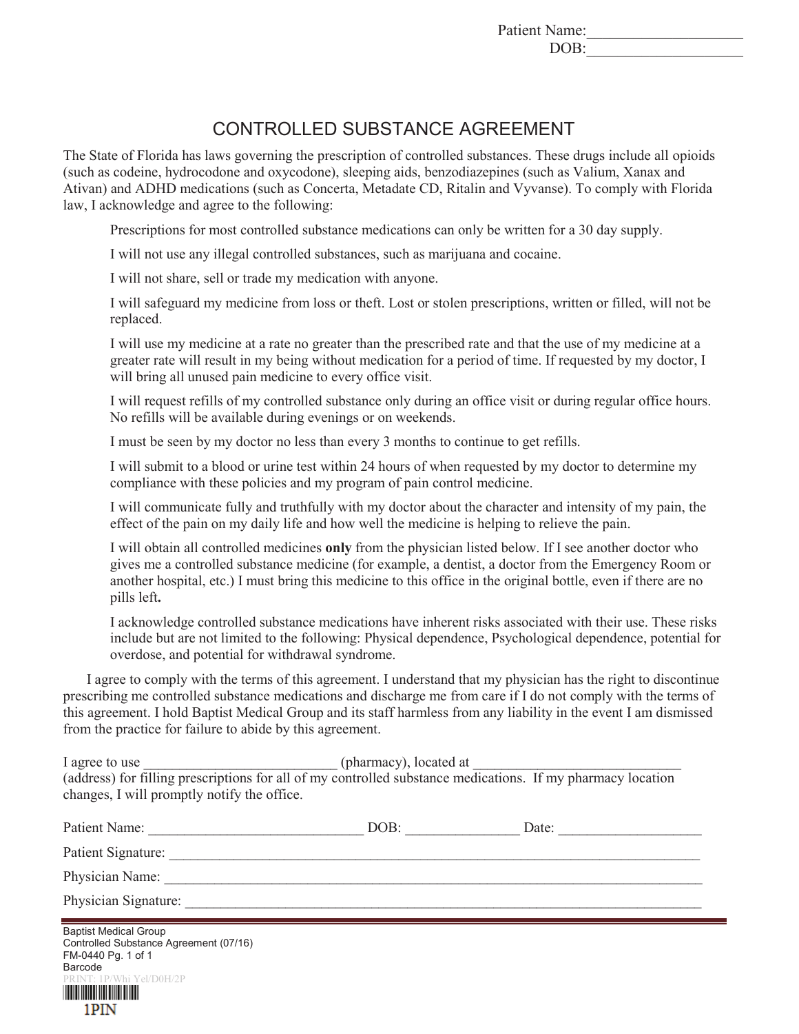Patient Name:____________________
DOB:____________________

# CONTROLLED SUBSTANCE AGREEMENT

The State of Florida has laws governing the prescription of controlled substances. These drugs include all opioids (such as codeine, hydrocodone and oxycodone), sleeping aids, benzodiazepines (such as Valium, Xanax and Ativan) and ADHD medications (such as Concerta, Metadate CD, Ritalin and Vyvanse). To comply with Florida law, I acknowledge and agree to the following:

Prescriptions for most controlled substance medications can only be written for a 30 day supply.

I will not use any illegal controlled substances, such as marijuana and cocaine.

I will not share, sell or trade my medication with anyone.

I will safeguard my medicine from loss or theft. Lost or stolen prescriptions, written or filled, will not be replaced.

I will use my medicine at a rate no greater than the prescribed rate and that the use of my medicine at a greater rate will result in my being without medication for a period of time. If requested by my doctor, I will bring all unused pain medicine to every office visit.

I will request refills of my controlled substance only during an office visit or during regular office hours. No refills will be available during evenings or on weekends.

I must be seen by my doctor no less than every 3 months to continue to get refills.

I will submit to a blood or urine test within 24 hours of when requested by my doctor to determine my compliance with these policies and my program of pain control medicine.

I will communicate fully and truthfully with my doctor about the character and intensity of my pain, the effect of the pain on my daily life and how well the medicine is helping to relieve the pain.

I will obtain all controlled medicines **only** from the physician listed below. If I see another doctor who gives me a controlled substance medicine (for example, a dentist, a doctor from the Emergency Room or another hospital, etc.) I must bring this medicine to this office in the original bottle, even if there are no pills left**.**

I acknowledge controlled substance medications have inherent risks associated with their use. These risks include but are not limited to the following: Physical dependence, Psychological dependence, potential for overdose, and potential for withdrawal syndrome.

I agree to comply with the terms of this agreement. I understand that my physician has the right to discontinue prescribing me controlled substance medications and discharge me from care if I do not comply with the terms of this agreement. I hold Baptist Medical Group and its staff harmless from any liability in the event I am dismissed from the practice for failure to abide by this agreement.

I agree to use ___________________________ (pharmacy), located at _____________________________ (address) for filling prescriptions for all of my controlled substance medications. If my pharmacy location changes, I will promptly notify the office.

Patient Name: ______________________________ DOB: ________________ Date: ____________________

Patient Signature: ______________________________________________________________________________

Physician Name: _______________________________________________________________________________

Physician Signature: ____________________________________________________________________________

Baptist Medical Group
Controlled Substance Agreement (07/16)
FM-0440 Pg. 1 of 1
Barcode
PRINT: 1P/Whi Yel/D0H/2P
1PIN